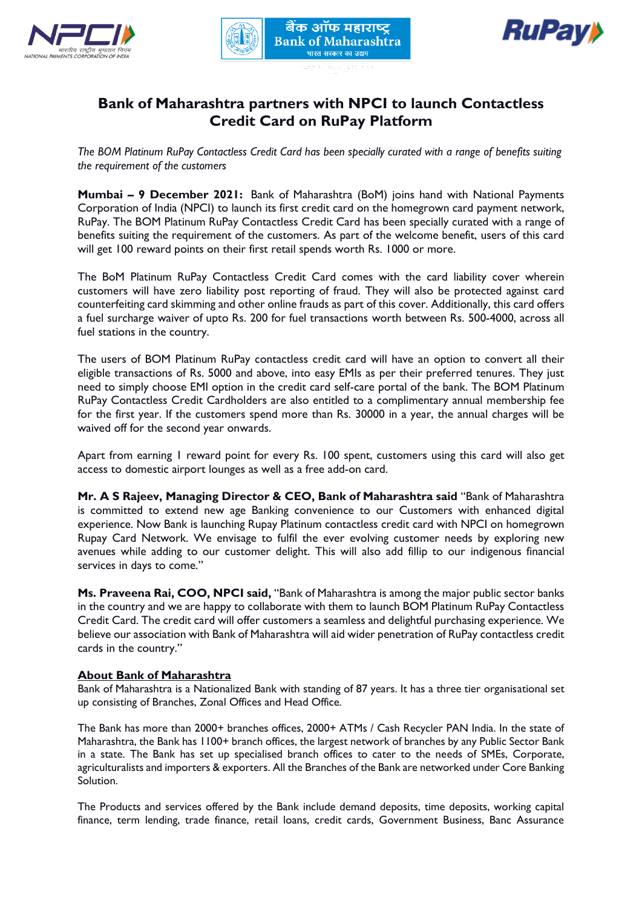# Bank of Maharashtra partners with NPCI to launch Contactless Credit Card on RuPay Platform

*The BOM Platinum RuPay Contactless Credit Card has been specially curated with a range of benefits suiting the requirement of the customers*

**Mumbai – 9 December 2021:** Bank of Maharashtra (BoM) joins hand with National Payments Corporation of India (NPCI) to launch its first credit card on the homegrown card payment network, RuPay. The BOM Platinum RuPay Contactless Credit Card has been specially curated with a range of benefits suiting the requirement of the customers. As part of the welcome benefit, users of this card will get 100 reward points on their first retail spends worth Rs. 1000 or more.

The BoM Platinum RuPay Contactless Credit Card comes with the card liability cover wherein customers will have zero liability post reporting of fraud. They will also be protected against card counterfeiting card skimming and other online frauds as part of this cover. Additionally, this card offers a fuel surcharge waiver of upto Rs. 200 for fuel transactions worth between Rs. 500-4000, across all fuel stations in the country.

The users of BOM Platinum RuPay contactless credit card will have an option to convert all their eligible transactions of Rs. 5000 and above, into easy EMIs as per their preferred tenures. They just need to simply choose EMI option in the credit card self-care portal of the bank. The BOM Platinum RuPay Contactless Credit Cardholders are also entitled to a complimentary annual membership fee for the first year. If the customers spend more than Rs. 30000 in a year, the annual charges will be waived off for the second year onwards.

Apart from earning 1 reward point for every Rs. 100 spent, customers using this card will also get access to domestic airport lounges as well as a free add-on card.

**Mr. A S Rajeev, Managing Director & CEO, Bank of Maharashtra said** "Bank of Maharashtra is committed to extend new age Banking convenience to our Customers with enhanced digital experience. Now Bank is launching Rupay Platinum contactless credit card with NPCI on homegrown Rupay Card Network. We envisage to fulfil the ever evolving customer needs by exploring new avenues while adding to our customer delight. This will also add fillip to our indigenous financial services in days to come."

**Ms. Praveena Rai, COO, NPCI said,** "Bank of Maharashtra is among the major public sector banks in the country and we are happy to collaborate with them to launch BOM Platinum RuPay Contactless Credit Card. The credit card will offer customers a seamless and delightful purchasing experience. We believe our association with Bank of Maharashtra will aid wider penetration of RuPay contactless credit cards in the country."

## About Bank of Maharashtra

Bank of Maharashtra is a Nationalized Bank with standing of 87 years. It has a three tier organisational set up consisting of Branches, Zonal Offices and Head Office.

The Bank has more than 2000+ branches offices, 2000+ ATMs / Cash Recycler PAN India. In the state of Maharashtra, the Bank has 1100+ branch offices, the largest network of branches by any Public Sector Bank in a state. The Bank has set up specialised branch offices to cater to the needs of SMEs, Corporate, agriculturalists and importers & exporters. All the Branches of the Bank are networked under Core Banking Solution.

The Products and services offered by the Bank include demand deposits, time deposits, working capital finance, term lending, trade finance, retail loans, credit cards, Government Business, Banc Assurance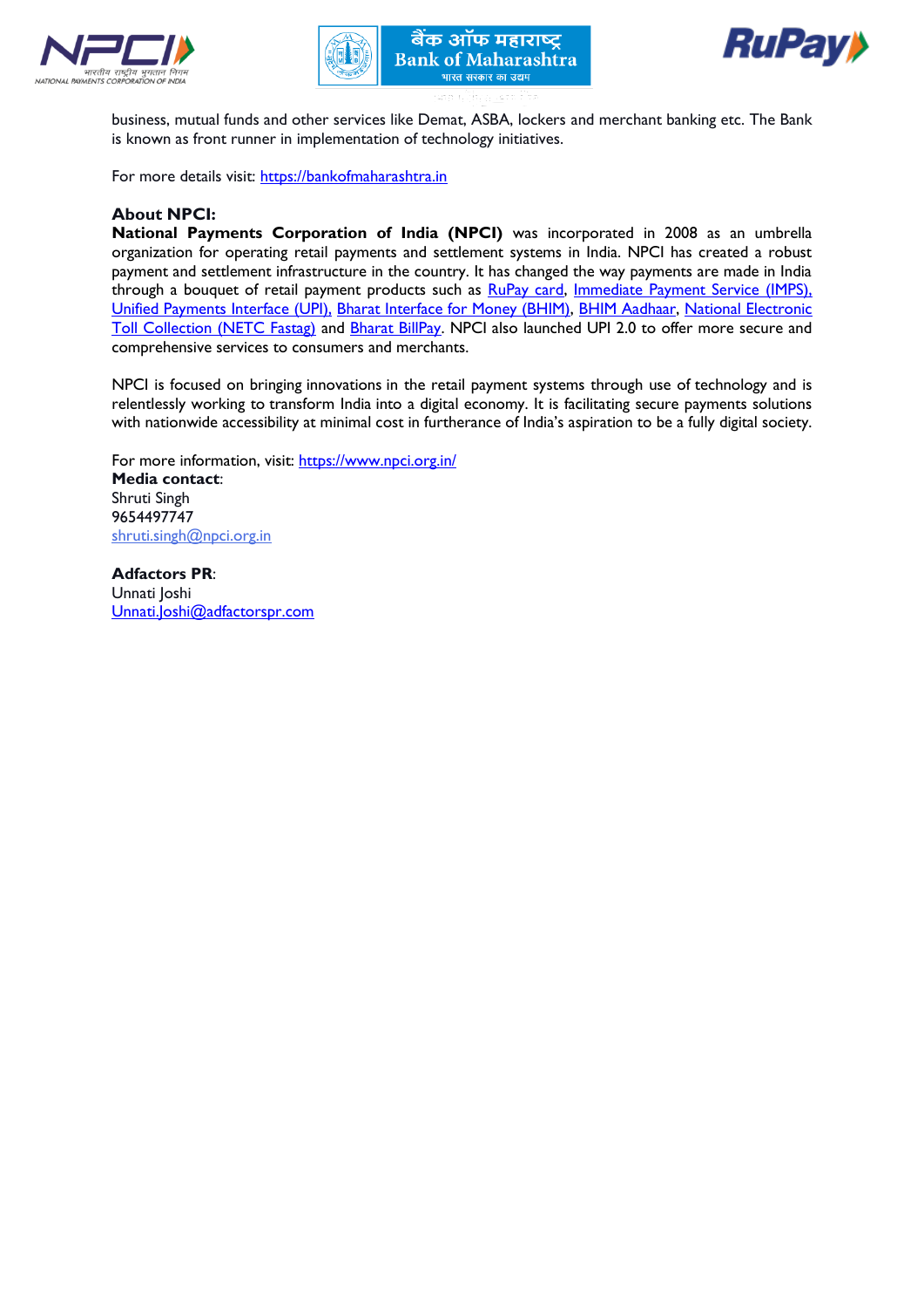business, mutual funds and other services like Demat, ASBA, lockers and merchant banking etc. The Bank is known as front runner in implementation of technology initiatives.

For more details visit: https://bankofmaharashtra.in

**About NPCI:**

**National Payments Corporation of India (NPCI)** was incorporated in 2008 as an umbrella organization for operating retail payments and settlement systems in India. NPCI has created a robust payment and settlement infrastructure in the country. It has changed the way payments are made in India through a bouquet of retail payment products such as RuPay card, Immediate Payment Service (IMPS), Unified Payments Interface (UPI), Bharat Interface for Money (BHIM), BHIM Aadhaar, National Electronic Toll Collection (NETC Fastag) and Bharat BillPay. NPCI also launched UPI 2.0 to offer more secure and comprehensive services to consumers and merchants.

NPCI is focused on bringing innovations in the retail payment systems through use of technology and is relentlessly working to transform India into a digital economy. It is facilitating secure payments solutions with nationwide accessibility at minimal cost in furtherance of India's aspiration to be a fully digital society.

For more information, visit: https://www.npci.org.in/

**Media contact**:
Shruti Singh
9654497747
shruti.singh@npci.org.in

**Adfactors PR**:
Unnati Joshi
Unnati.Joshi@adfactorspr.com